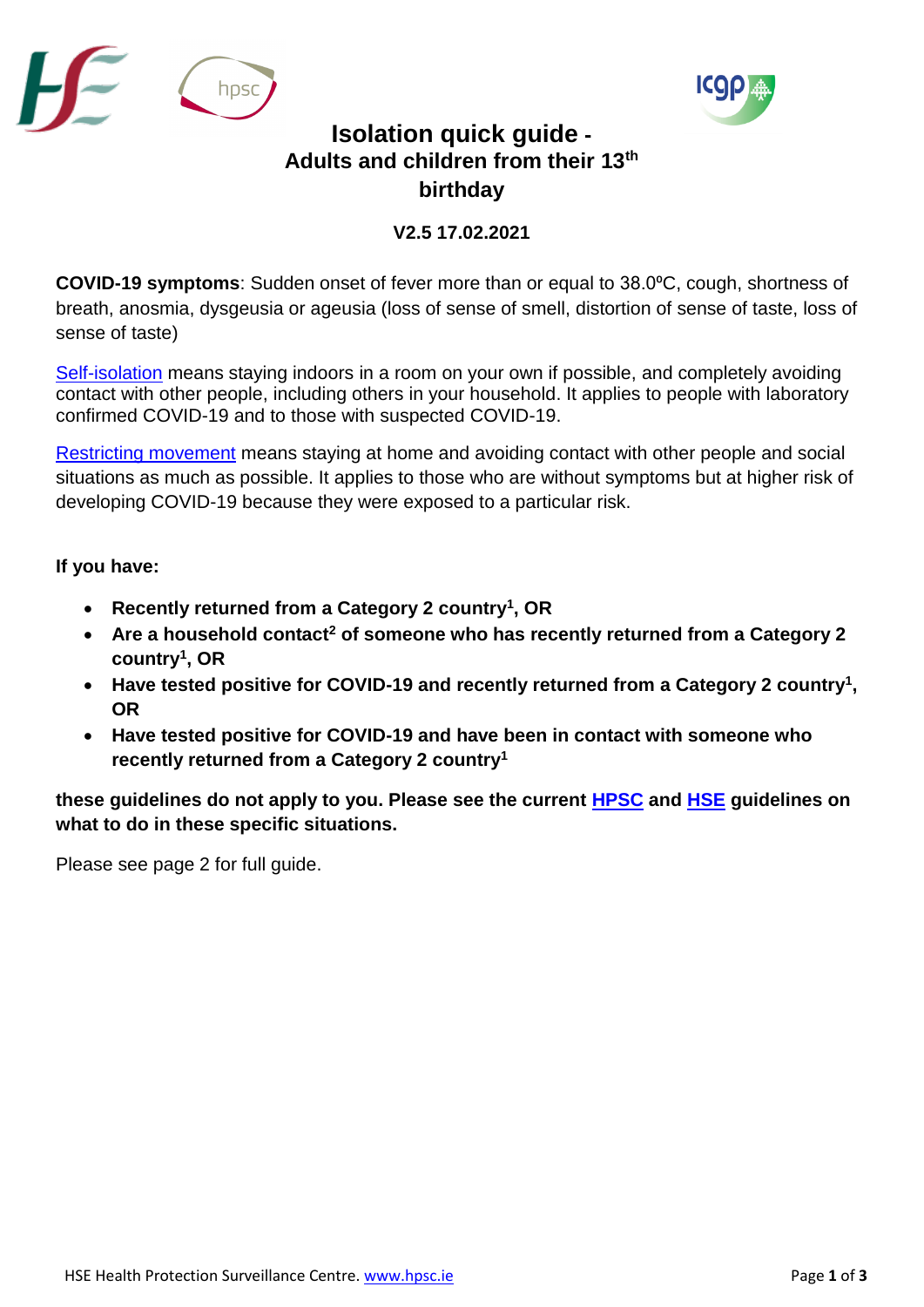# Isolation quick guide - Adults and children from their 13th birthday

**V2.5 17.02.2021**

**COVID-19 symptoms**: Sudden onset of fever more than or equal to 38.0ºC, cough, shortness of breath, anosmia, dysgeusia or ageusia (loss of sense of smell, distortion of sense of taste, loss of sense of taste)

Self-isolation means staying indoors in a room on your own if possible, and completely avoiding contact with other people, including others in your household. It applies to people with laboratory confirmed COVID-19 and to those with suspected COVID-19.

Restricting movement means staying at home and avoiding contact with other people and social situations as much as possible. It applies to those who are without symptoms but at higher risk of developing COVID-19 because they were exposed to a particular risk.

**If you have:**

- **Recently returned from a Category 2 country[1], OR**
- **Are a household contact[2] of someone who has recently returned from a Category 2 country[1], OR**
- **Have tested positive for COVID-19 and recently returned from a Category 2 country[1], OR**
- **Have tested positive for COVID-19 and have been in contact with someone who recently returned from a Category 2 country[1]**

**these guidelines do not apply to you. Please see the current HPSC and HSE guidelines on what to do in these specific situations.**

Please see page 2 for full guide.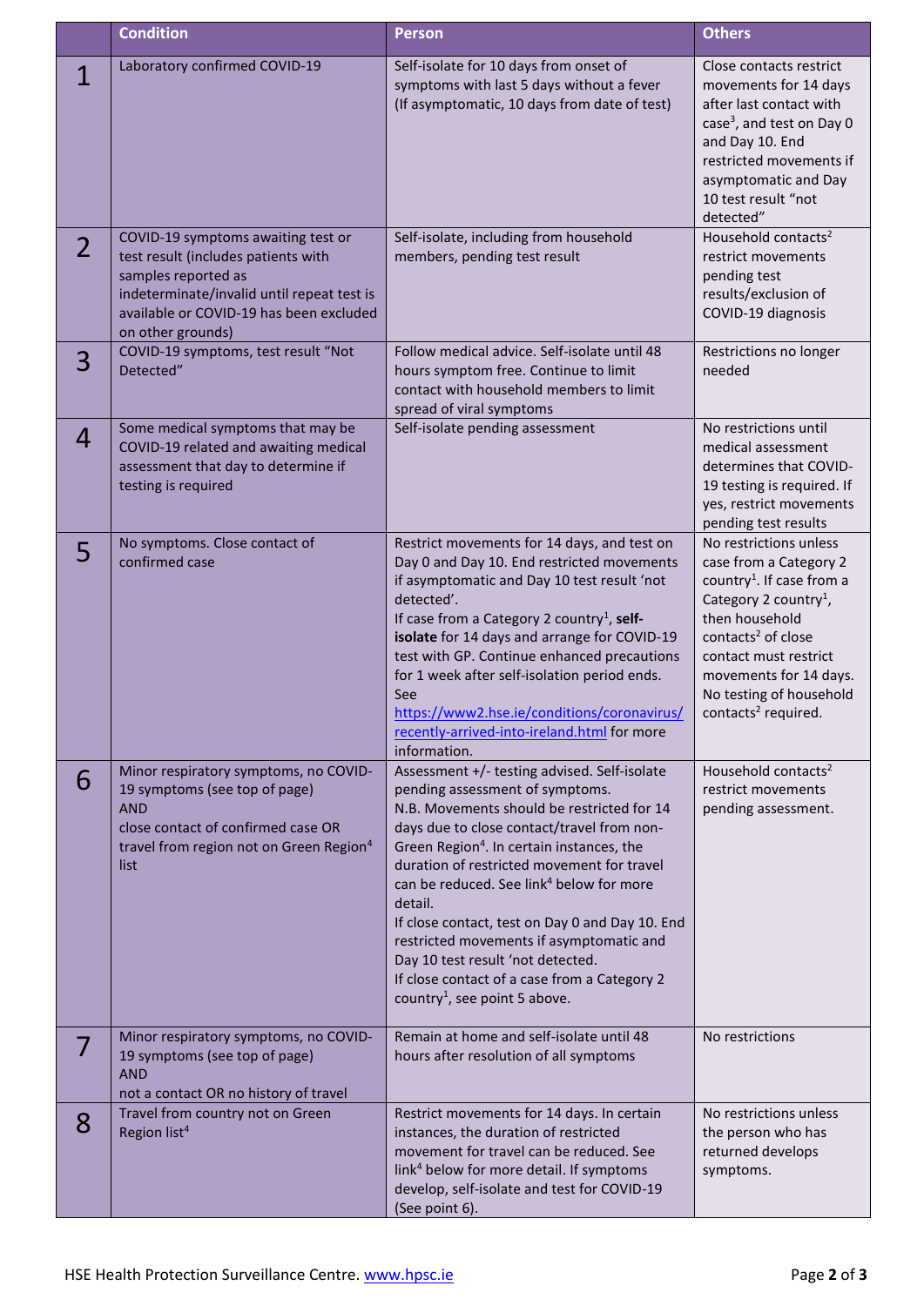| | Condition | Person | Others |
|---|---|---|---|
| 1 | Laboratory confirmed COVID-19 | Self-isolate for 10 days from onset of symptoms with last 5 days without a fever (If asymptomatic, 10 days from date of test) | Close contacts restrict movements for 14 days after last contact with case[3], and test on Day 0 and Day 10. End restricted movements if asymptomatic and Day 10 test result "not detected" |
| 2 | COVID-19 symptoms awaiting test or test result (includes patients with samples reported as indeterminate/invalid until repeat test is available or COVID-19 has been excluded on other grounds) | Self-isolate, including from household members, pending test result | Household contacts[2] restrict movements pending test results/exclusion of COVID-19 diagnosis |
| 3 | COVID-19 symptoms, test result "Not Detected" | Follow medical advice. Self-isolate until 48 hours symptom free. Continue to limit contact with household members to limit spread of viral symptoms | Restrictions no longer needed |
| 4 | Some medical symptoms that may be COVID-19 related and awaiting medical assessment that day to determine if testing is required | Self-isolate pending assessment | No restrictions until medical assessment determines that COVID-19 testing is required. If yes, restrict movements pending test results |
| 5 | No symptoms. Close contact of confirmed case | Restrict movements for 14 days, and test on Day 0 and Day 10. End restricted movements if asymptomatic and Day 10 test result 'not detected'.<br>If case from a Category 2 country[1], **self-isolate** for 14 days and arrange for COVID-19 test with GP. Continue enhanced precautions for 1 week after self-isolation period ends. See https://www2.hse.ie/conditions/coronavirus/recently-arrived-into-ireland.html for more information. | No restrictions unless case from a Category 2 country[1]. If case from a Category 2 country[1], then household contacts[2] of close contact must restrict movements for 14 days. No testing of household contacts[2] required. |
| 6 | Minor respiratory symptoms, no COVID-19 symptoms (see top of page)<br>AND<br>close contact of confirmed case OR travel from region not on Green Region[4] list | Assessment +/- testing advised. Self-isolate pending assessment of symptoms.<br>N.B. Movements should be restricted for 14 days due to close contact/travel from non-Green Region[4]. In certain instances, the duration of restricted movement for travel can be reduced. See link[4] below for more detail.<br>If close contact, test on Day 0 and Day 10. End restricted movements if asymptomatic and Day 10 test result 'not detected.<br>If close contact of a case from a Category 2 country[1], see point 5 above. | Household contacts[2] restrict movements pending assessment. |
| 7 | Minor respiratory symptoms, no COVID-19 symptoms (see top of page)<br>AND<br>not a contact OR no history of travel | Remain at home and self-isolate until 48 hours after resolution of all symptoms | No restrictions |
| 8 | Travel from country not on Green Region list[4] | Restrict movements for 14 days. In certain instances, the duration of restricted movement for travel can be reduced. See link[4] below for more detail. If symptoms develop, self-isolate and test for COVID-19 (See point 6). | No restrictions unless the person who has returned develops symptoms. |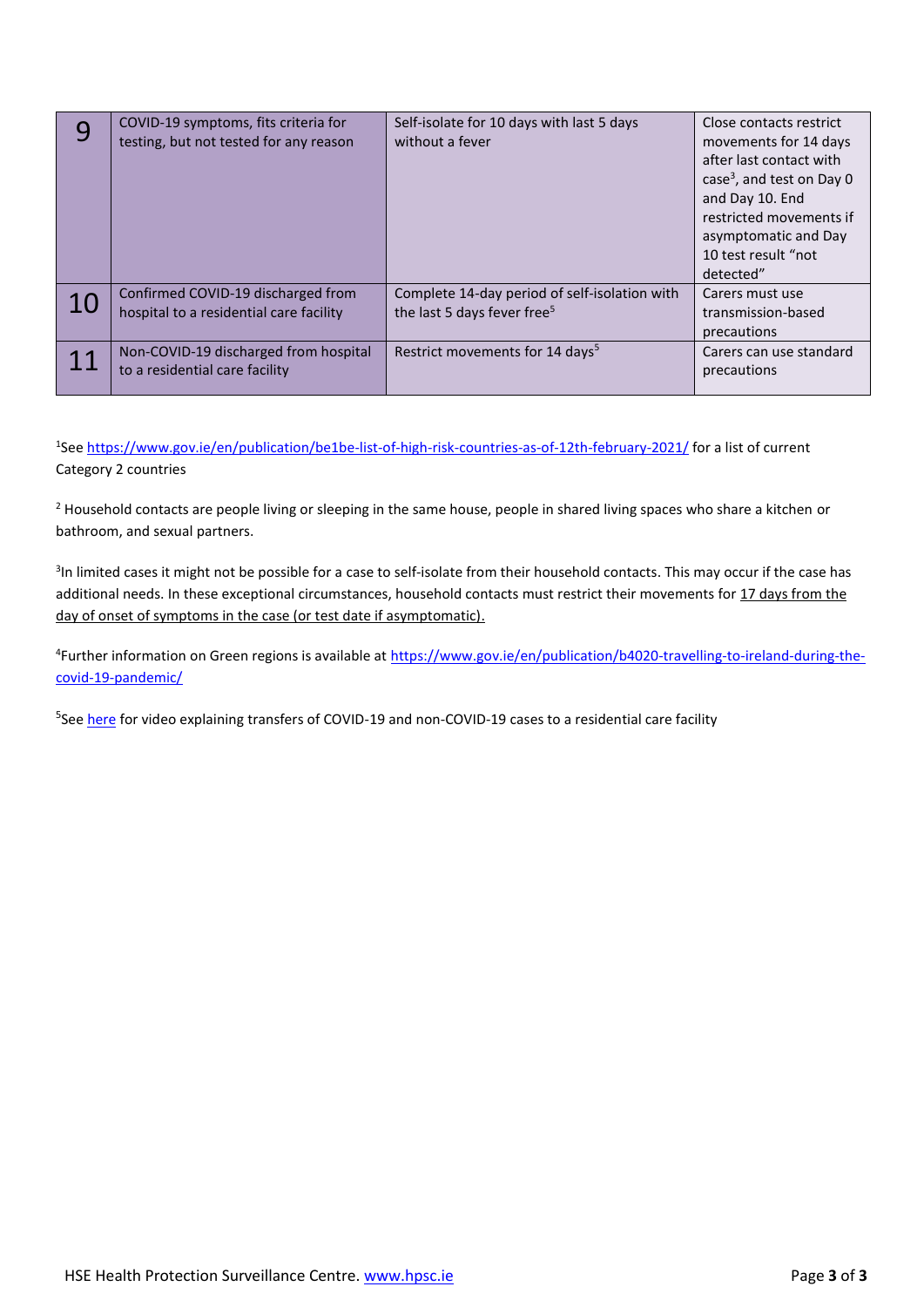| | | | |
|---|---|---|---|
| 9 | COVID-19 symptoms, fits criteria for testing, but not tested for any reason | Self-isolate for 10 days with last 5 days without a fever | Close contacts restrict movements for 14 days after last contact with case[3], and test on Day 0 and Day 10. End restricted movements if asymptomatic and Day 10 test result "not detected" |
| 10 | Confirmed COVID-19 discharged from hospital to a residential care facility | Complete 14-day period of self-isolation with the last 5 days fever free[5] | Carers must use transmission-based precautions |
| 11 | Non-COVID-19 discharged from hospital to a residential care facility | Restrict movements for 14 days[5] | Carers can use standard precautions |

[1]See https://www.gov.ie/en/publication/be1be-list-of-high-risk-countries-as-of-12th-february-2021/ for a list of current Category 2 countries

[2] Household contacts are people living or sleeping in the same house, people in shared living spaces who share a kitchen or bathroom, and sexual partners.

[3]In limited cases it might not be possible for a case to self-isolate from their household contacts. This may occur if the case has additional needs. In these exceptional circumstances, household contacts must restrict their movements for 17 days from the day of onset of symptoms in the case (or test date if asymptomatic).

[4]Further information on Green regions is available at https://www.gov.ie/en/publication/b4020-travelling-to-ireland-during-the-covid-19-pandemic/

[5]See here for video explaining transfers of COVID-19 and non-COVID-19 cases to a residential care facility